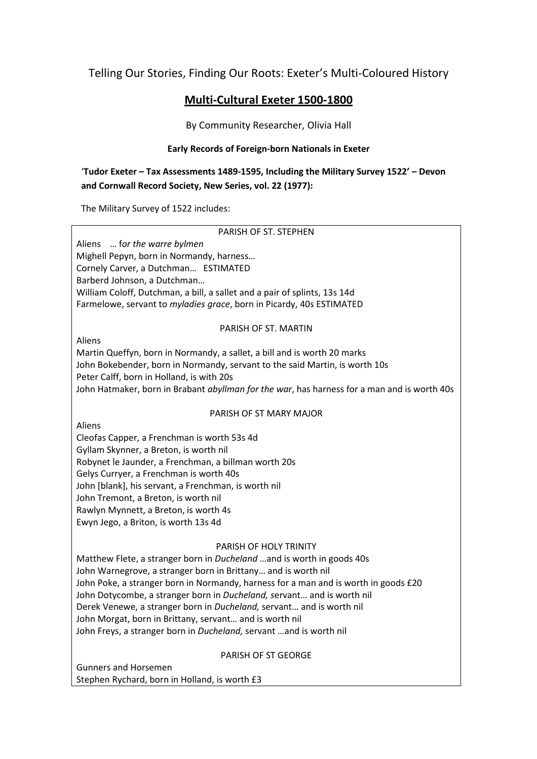Telling Our Stories, Finding Our Roots: Exeter's Multi-Coloured History

# Multi-Cultural Exeter 1500-1800

By Community Researcher, Olivia Hall

### Early Records of Foreign-born Nationals in Exeter

'**Tudor Exeter – Tax Assessments 1489-1595, Including the Military Survey 1522' – Devon and Cornwall Record Society, New Series, vol. 22 (1977):**

The Military Survey of 1522 includes:

PARISH OF ST. STEPHEN

Aliens … f*or the warre bylmen*
Mighell Pepyn, born in Normandy, harness…
Cornely Carver, a Dutchman… ESTIMATED
Barberd Johnson, a Dutchman…
William Coloff, Dutchman, a bill, a sallet and a pair of splints, 13s 14d
Farmelowe, servant to *myladies grace*, born in Picardy, 40s ESTIMATED

PARISH OF ST. MARTIN

Aliens
Martin Queffyn, born in Normandy, a sallet, a bill and is worth 20 marks
John Bokebender, born in Normandy, servant to the said Martin, is worth 10s
Peter Calff, born in Holland, is with 20s
John Hatmaker, born in Brabant *abyllman for the war*, has harness for a man and is worth 40s

PARISH OF ST MARY MAJOR

Aliens
Cleofas Capper, a Frenchman is worth 53s 4d
Gyllam Skynner, a Breton, is worth nil
Robynet le Jaunder, a Frenchman, a billman worth 20s
Gelys Curryer, a Frenchman is worth 40s
John [blank], his servant, a Frenchman, is worth nil
John Tremont, a Breton, is worth nil
Rawlyn Mynnett, a Breton, is worth 4s
Ewyn Jego, a Briton, is worth 13s 4d

PARISH OF HOLY TRINITY

Matthew Flete, a stranger born in *Ducheland* …and is worth in goods 40s
John Warnegrove, a stranger born in Brittany… and is worth nil
John Poke, a stranger born in Normandy, harness for a man and is worth in goods £20
John Dotycombe, a stranger born in *Ducheland, s*ervant… and is worth nil
Derek Venewe, a stranger born in *Ducheland,* servant… and is worth nil
John Morgat, born in Brittany, servant… and is worth nil
John Freys, a stranger born in *Ducheland,* servant …and is worth nil

PARISH OF ST GEORGE

Gunners and Horsemen
Stephen Rychard, born in Holland, is worth £3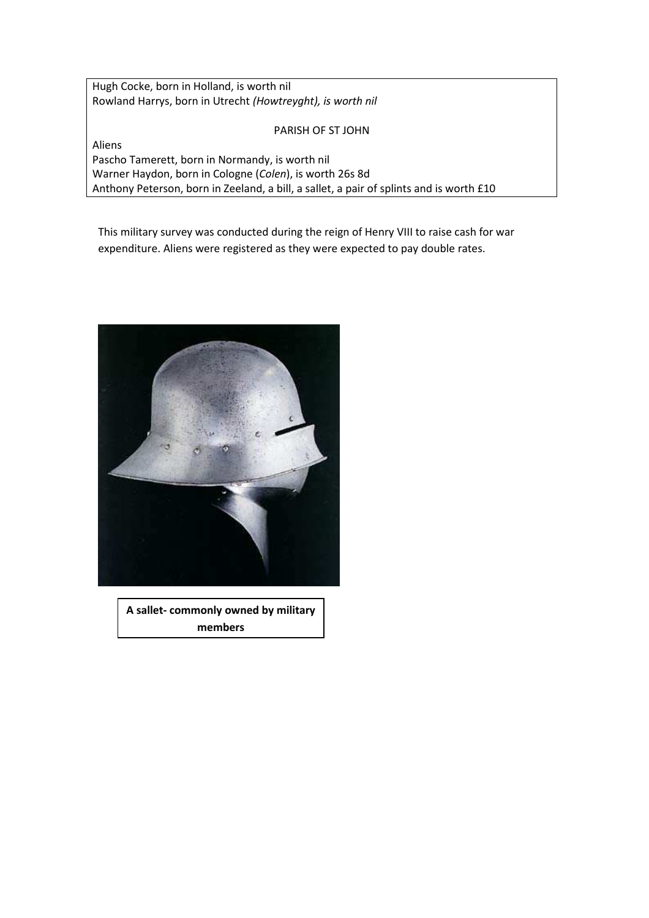Hugh Cocke, born in Holland, is worth nil
Rowland Harrys, born in Utrecht *(Howtreyght), is worth nil*

PARISH OF ST JOHN

Aliens
Pascho Tamerett, born in Normandy, is worth nil
Warner Haydon, born in Cologne (*Colen*), is worth 26s 8d
Anthony Peterson, born in Zeeland, a bill, a sallet, a pair of splints and is worth £10

This military survey was conducted during the reign of Henry VIII to raise cash for war expenditure. Aliens were registered as they were expected to pay double rates.

**A sallet- commonly owned by military members**